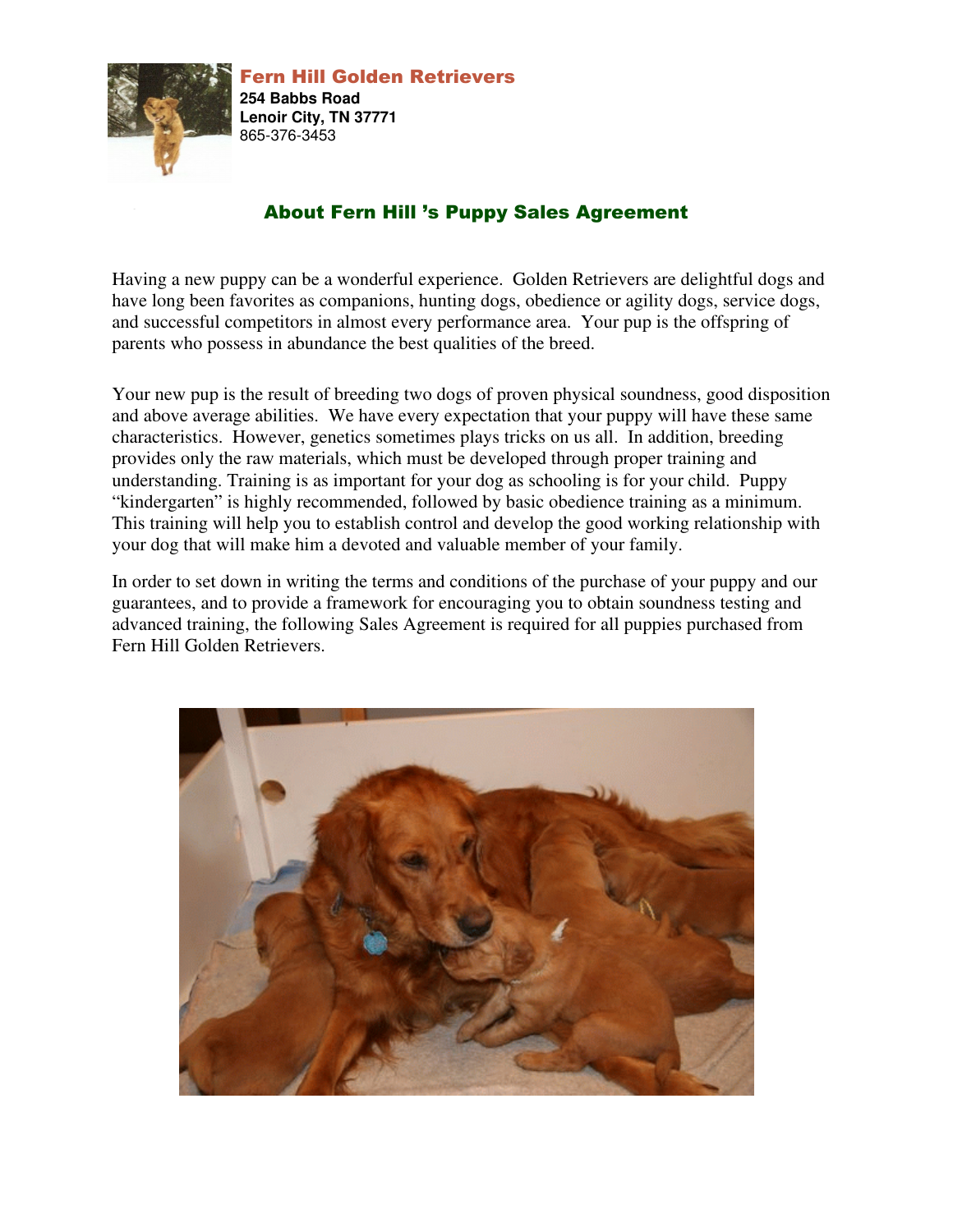**Fern Hill Golden Retrievers**
**254 Babbs Road**
**Lenoir City, TN 37771**
865-376-3453

## About Fern Hill 's Puppy Sales Agreement

Having a new puppy can be a wonderful experience. Golden Retrievers are delightful dogs and have long been favorites as companions, hunting dogs, obedience or agility dogs, service dogs, and successful competitors in almost every performance area. Your pup is the offspring of parents who possess in abundance the best qualities of the breed.

Your new pup is the result of breeding two dogs of proven physical soundness, good disposition and above average abilities. We have every expectation that your puppy will have these same characteristics. However, genetics sometimes plays tricks on us all. In addition, breeding provides only the raw materials, which must be developed through proper training and understanding. Training is as important for your dog as schooling is for your child. Puppy "kindergarten" is highly recommended, followed by basic obedience training as a minimum. This training will help you to establish control and develop the good working relationship with your dog that will make him a devoted and valuable member of your family.

In order to set down in writing the terms and conditions of the purchase of your puppy and our guarantees, and to provide a framework for encouraging you to obtain soundness testing and advanced training, the following Sales Agreement is required for all puppies purchased from Fern Hill Golden Retrievers.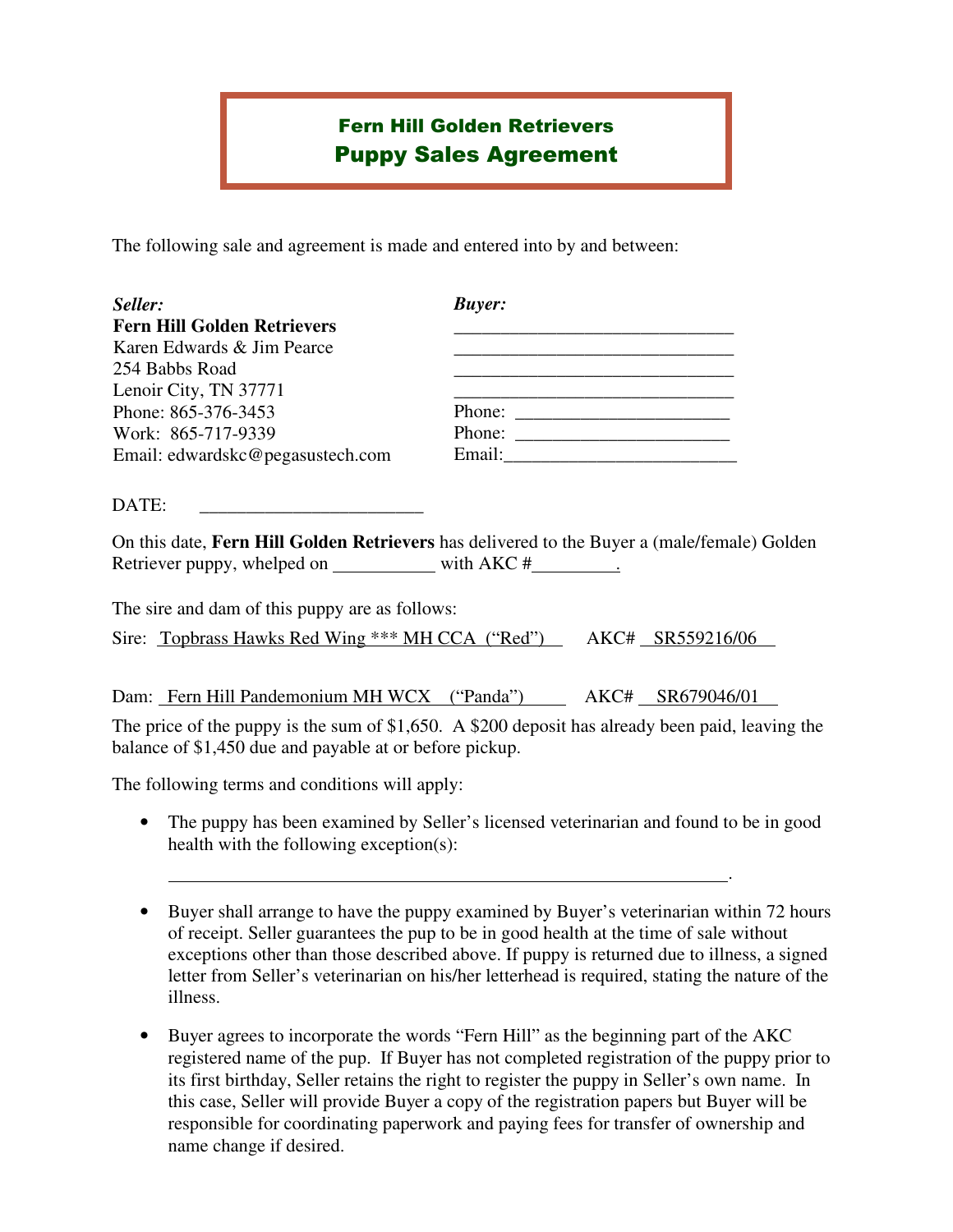# Fern Hill Golden Retrievers
## Puppy Sales Agreement

The following sale and agreement is made and entered into by and between:

| ***Seller:*** | ***Buyer:*** |
|---|---|
| **Fern Hill Golden Retrievers** | ______________________________ |
| Karen Edwards & Jim Pearce | ______________________________ |
| 254 Babbs Road | ______________________________ |
| Lenoir City, TN 37771 | ______________________________ |
| Phone: 865-376-3453 | Phone: ______________________ |
| Work: 865-717-9339 | Phone: ______________________ |
| Email: edwardskc@pegasustech.com | Email:________________________ |

DATE: ________________________

On this date, **Fern Hill Golden Retrievers** has delivered to the Buyer a (male/female) Golden Retriever puppy, whelped on ___________ with AKC #_________.

The sire and dam of this puppy are as follows:

Sire: Topbrass Hawks Red Wing *** MH CCA ("Red") AKC# SR559216/06

Dam: Fern Hill Pandemonium MH WCX ("Panda") AKC# SR679046/01

The price of the puppy is the sum of $1,650. A $200 deposit has already been paid, leaving the balance of $1,450 due and payable at or before pickup.

The following terms and conditions will apply:

- The puppy has been examined by Seller's licensed veterinarian and found to be in good health with the following exception(s):

  ____________________________________________________________.

- Buyer shall arrange to have the puppy examined by Buyer's veterinarian within 72 hours of receipt. Seller guarantees the pup to be in good health at the time of sale without exceptions other than those described above. If puppy is returned due to illness, a signed letter from Seller's veterinarian on his/her letterhead is required, stating the nature of the illness.

- Buyer agrees to incorporate the words "Fern Hill" as the beginning part of the AKC registered name of the pup. If Buyer has not completed registration of the puppy prior to its first birthday, Seller retains the right to register the puppy in Seller's own name. In this case, Seller will provide Buyer a copy of the registration papers but Buyer will be responsible for coordinating paperwork and paying fees for transfer of ownership and name change if desired.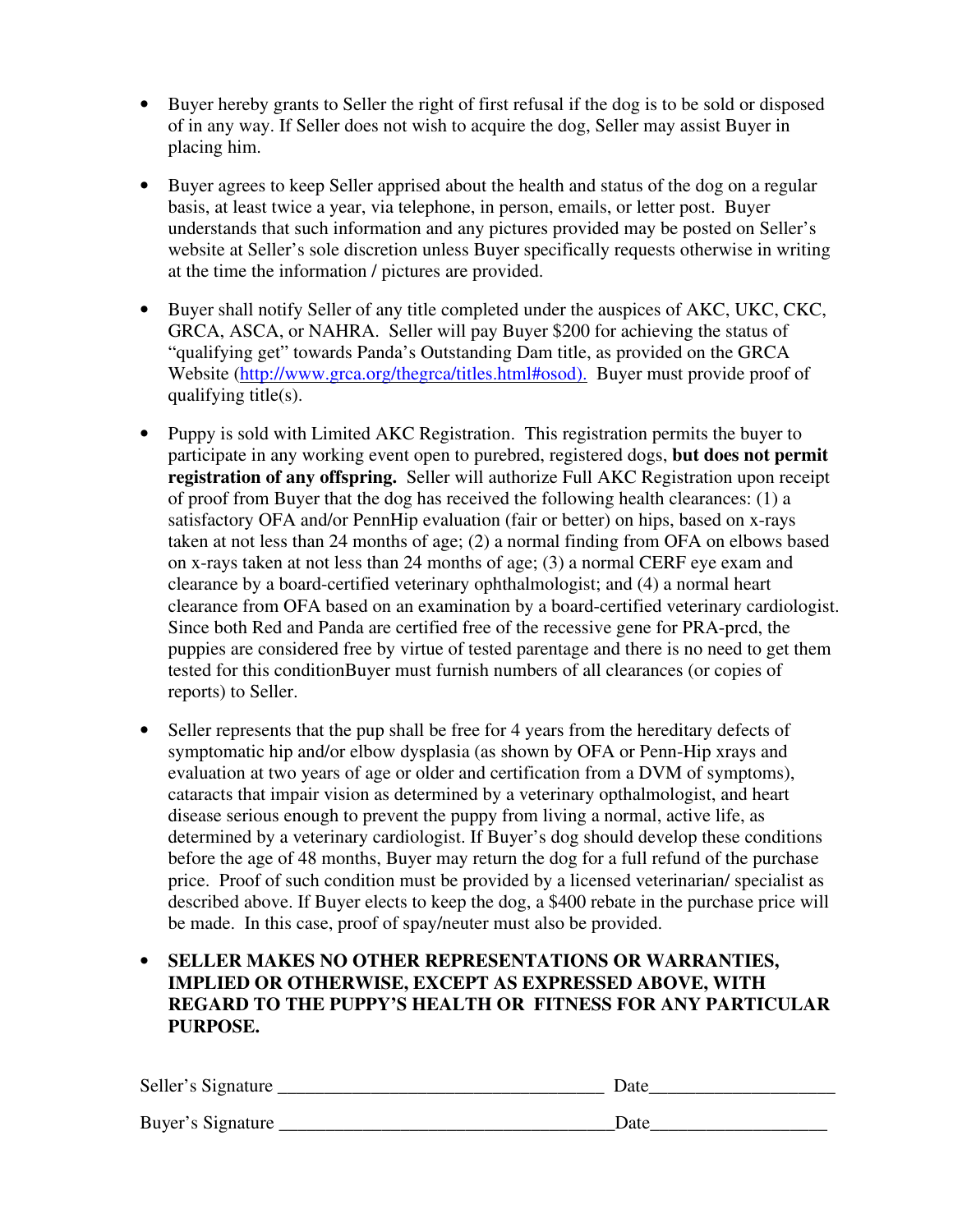- Buyer hereby grants to Seller the right of first refusal if the dog is to be sold or disposed of in any way. If Seller does not wish to acquire the dog, Seller may assist Buyer in placing him.

- Buyer agrees to keep Seller apprised about the health and status of the dog on a regular basis, at least twice a year, via telephone, in person, emails, or letter post. Buyer understands that such information and any pictures provided may be posted on Seller's website at Seller's sole discretion unless Buyer specifically requests otherwise in writing at the time the information / pictures are provided.

- Buyer shall notify Seller of any title completed under the auspices of AKC, UKC, CKC, GRCA, ASCA, or NAHRA. Seller will pay Buyer $200 for achieving the status of "qualifying get" towards Panda's Outstanding Dam title, as provided on the GRCA Website ([http://www.grca.org/thegrca/titles.html#osod).](http://www.grca.org/thegrca/titles.html#osod) Buyer must provide proof of qualifying title(s).

- Puppy is sold with Limited AKC Registration. This registration permits the buyer to participate in any working event open to purebred, registered dogs, **but does not permit registration of any offspring.** Seller will authorize Full AKC Registration upon receipt of proof from Buyer that the dog has received the following health clearances: (1) a satisfactory OFA and/or PennHip evaluation (fair or better) on hips, based on x-rays taken at not less than 24 months of age; (2) a normal finding from OFA on elbows based on x-rays taken at not less than 24 months of age; (3) a normal CERF eye exam and clearance by a board-certified veterinary ophthalmologist; and (4) a normal heart clearance from OFA based on an examination by a board-certified veterinary cardiologist. Since both Red and Panda are certified free of the recessive gene for PRA-prcd, the puppies are considered free by virtue of tested parentage and there is no need to get them tested for this conditionBuyer must furnish numbers of all clearances (or copies of reports) to Seller.

- Seller represents that the pup shall be free for 4 years from the hereditary defects of symptomatic hip and/or elbow dysplasia (as shown by OFA or Penn-Hip xrays and evaluation at two years of age or older and certification from a DVM of symptoms), cataracts that impair vision as determined by a veterinary opthalmologist, and heart disease serious enough to prevent the puppy from living a normal, active life, as determined by a veterinary cardiologist. If Buyer's dog should develop these conditions before the age of 48 months, Buyer may return the dog for a full refund of the purchase price. Proof of such condition must be provided by a licensed veterinarian/ specialist as described above. If Buyer elects to keep the dog, a $400 rebate in the purchase price will be made. In this case, proof of spay/neuter must also be provided.

- **SELLER MAKES NO OTHER REPRESENTATIONS OR WARRANTIES, IMPLIED OR OTHERWISE, EXCEPT AS EXPRESSED ABOVE, WITH REGARD TO THE PUPPY'S HEALTH OR FITNESS FOR ANY PARTICULAR PURPOSE.**

Seller's Signature ___________________________________ Date___________________

Buyer's Signature ____________________________________Date__________________